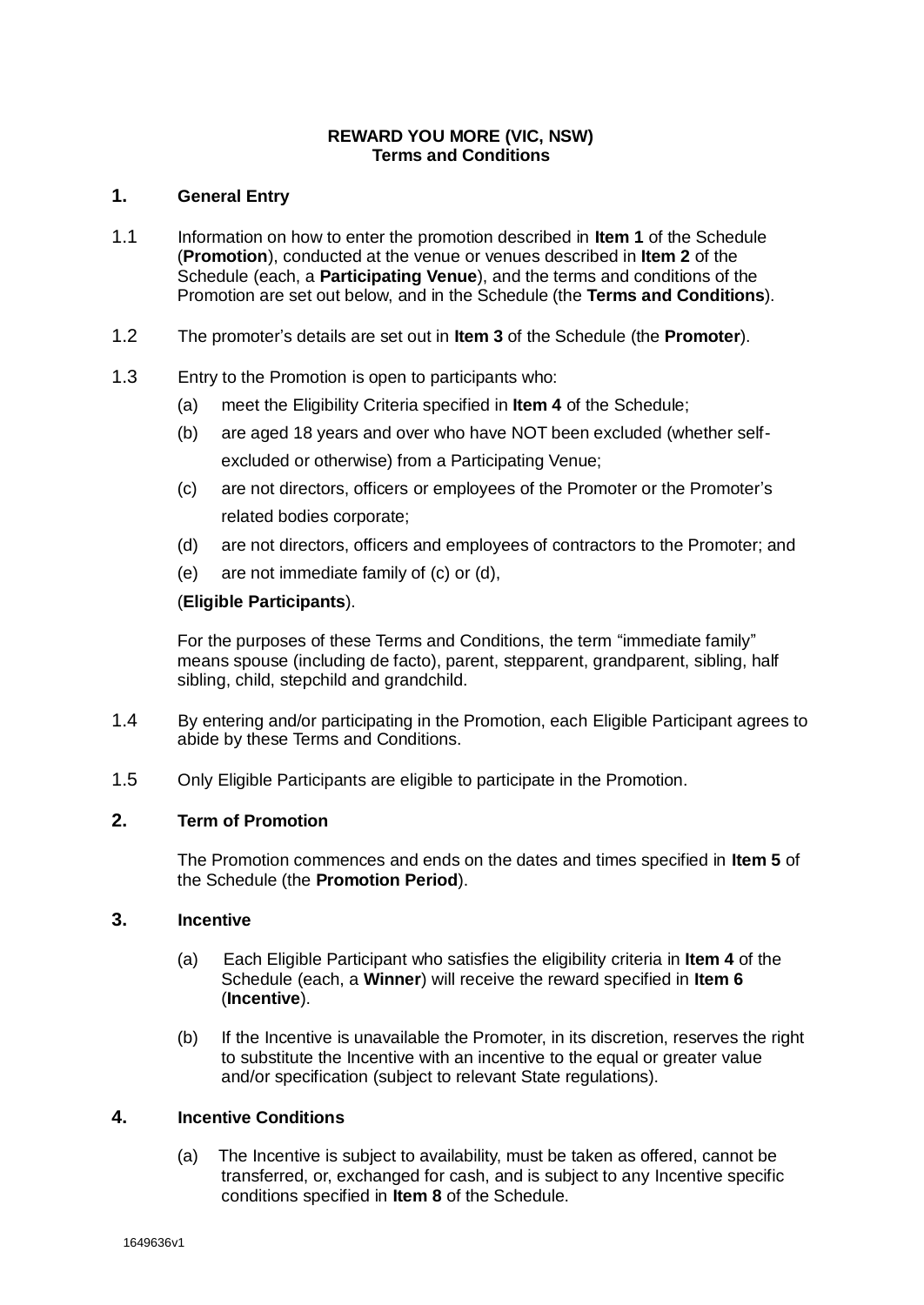**REWARD YOU MORE (VIC, NSW)**
**Terms and Conditions**

## 1. General Entry

1.1 Information on how to enter the promotion described in **Item 1** of the Schedule (**Promotion**), conducted at the venue or venues described in **Item 2** of the Schedule (each, a **Participating Venue**), and the terms and conditions of the Promotion are set out below, and in the Schedule (the **Terms and Conditions**).

1.2 The promoter's details are set out in **Item 3** of the Schedule (the **Promoter**).

1.3 Entry to the Promotion is open to participants who:

(a) meet the Eligibility Criteria specified in **Item 4** of the Schedule;

(b) are aged 18 years and over who have NOT been excluded (whether self-excluded or otherwise) from a Participating Venue;

(c) are not directors, officers or employees of the Promoter or the Promoter's related bodies corporate;

(d) are not directors, officers and employees of contractors to the Promoter; and

(e) are not immediate family of (c) or (d),

(**Eligible Participants**).

For the purposes of these Terms and Conditions, the term "immediate family" means spouse (including de facto), parent, stepparent, grandparent, sibling, half sibling, child, stepchild and grandchild.

1.4 By entering and/or participating in the Promotion, each Eligible Participant agrees to abide by these Terms and Conditions.

1.5 Only Eligible Participants are eligible to participate in the Promotion.

## 2. Term of Promotion

The Promotion commences and ends on the dates and times specified in **Item 5** of the Schedule (the **Promotion Period**).

## 3. Incentive

(a) Each Eligible Participant who satisfies the eligibility criteria in **Item 4** of the Schedule (each, a **Winner**) will receive the reward specified in **Item 6** (**Incentive**).

(b) If the Incentive is unavailable the Promoter, in its discretion, reserves the right to substitute the Incentive with an incentive to the equal or greater value and/or specification (subject to relevant State regulations).

## 4. Incentive Conditions

(a) The Incentive is subject to availability, must be taken as offered, cannot be transferred, or, exchanged for cash, and is subject to any Incentive specific conditions specified in **Item 8** of the Schedule.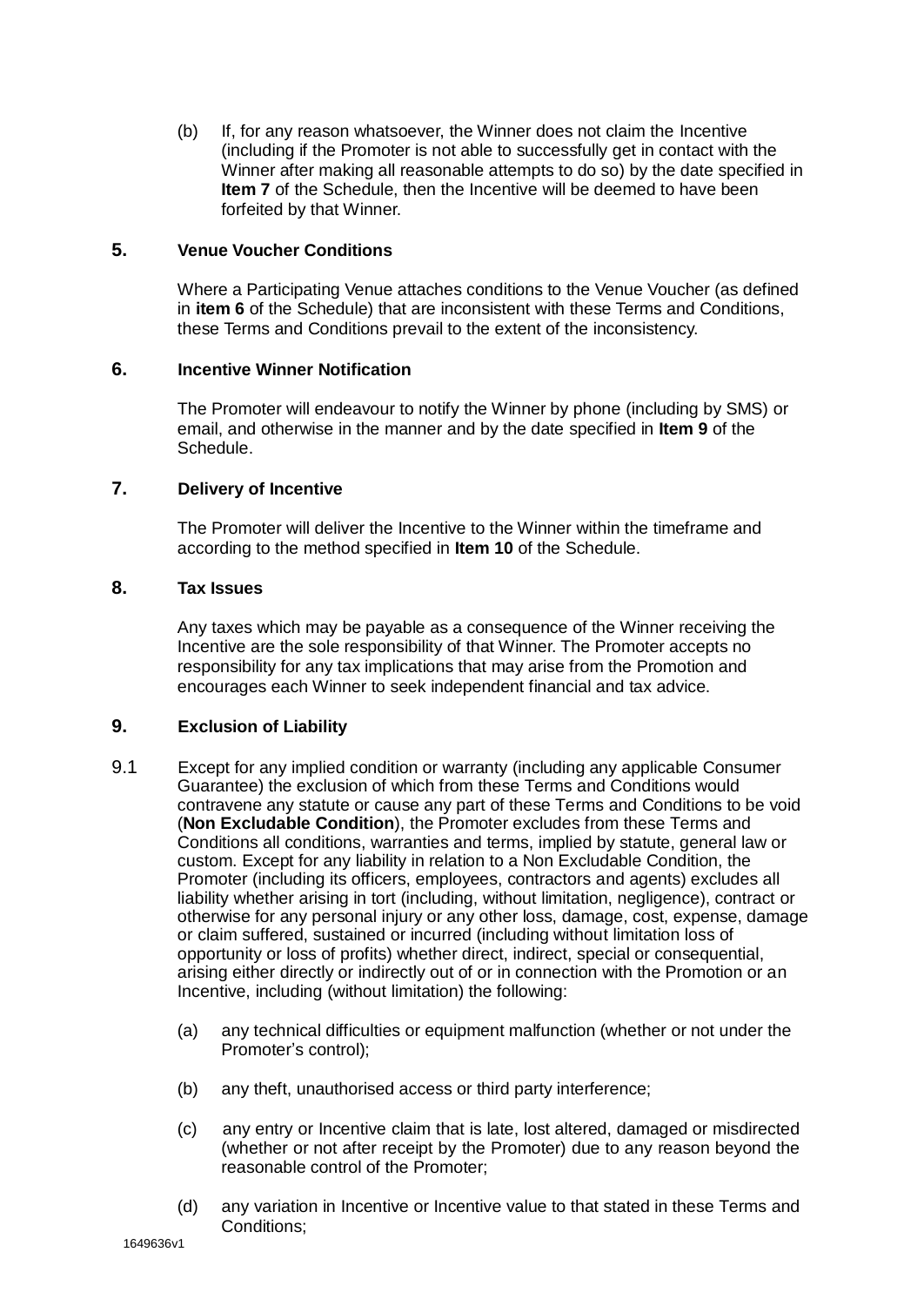(b) If, for any reason whatsoever, the Winner does not claim the Incentive (including if the Promoter is not able to successfully get in contact with the Winner after making all reasonable attempts to do so) by the date specified in **Item 7** of the Schedule, then the Incentive will be deemed to have been forfeited by that Winner.

## 5. Venue Voucher Conditions

Where a Participating Venue attaches conditions to the Venue Voucher (as defined in **item 6** of the Schedule) that are inconsistent with these Terms and Conditions, these Terms and Conditions prevail to the extent of the inconsistency.

## 6. Incentive Winner Notification

The Promoter will endeavour to notify the Winner by phone (including by SMS) or email, and otherwise in the manner and by the date specified in **Item 9** of the Schedule.

## 7. Delivery of Incentive

The Promoter will deliver the Incentive to the Winner within the timeframe and according to the method specified in **Item 10** of the Schedule.

## 8. Tax Issues

Any taxes which may be payable as a consequence of the Winner receiving the Incentive are the sole responsibility of that Winner. The Promoter accepts no responsibility for any tax implications that may arise from the Promotion and encourages each Winner to seek independent financial and tax advice.

## 9. Exclusion of Liability

9.1 Except for any implied condition or warranty (including any applicable Consumer Guarantee) the exclusion of which from these Terms and Conditions would contravene any statute or cause any part of these Terms and Conditions to be void (**Non Excludable Condition**), the Promoter excludes from these Terms and Conditions all conditions, warranties and terms, implied by statute, general law or custom. Except for any liability in relation to a Non Excludable Condition, the Promoter (including its officers, employees, contractors and agents) excludes all liability whether arising in tort (including, without limitation, negligence), contract or otherwise for any personal injury or any other loss, damage, cost, expense, damage or claim suffered, sustained or incurred (including without limitation loss of opportunity or loss of profits) whether direct, indirect, special or consequential, arising either directly or indirectly out of or in connection with the Promotion or an Incentive, including (without limitation) the following:

(a) any technical difficulties or equipment malfunction (whether or not under the Promoter's control);

(b) any theft, unauthorised access or third party interference;

(c) any entry or Incentive claim that is late, lost altered, damaged or misdirected (whether or not after receipt by the Promoter) due to any reason beyond the reasonable control of the Promoter;

(d) any variation in Incentive or Incentive value to that stated in these Terms and Conditions;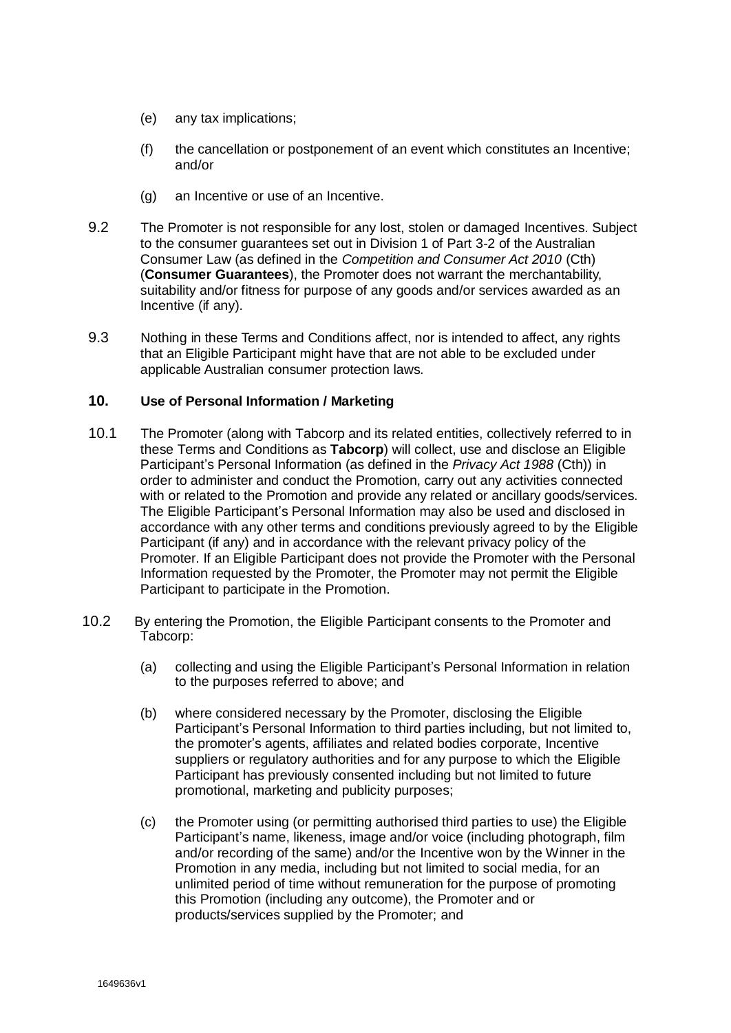(e) any tax implications;

(f) the cancellation or postponement of an event which constitutes an Incentive; and/or

(g) an Incentive or use of an Incentive.

9.2 The Promoter is not responsible for any lost, stolen or damaged Incentives. Subject to the consumer guarantees set out in Division 1 of Part 3-2 of the Australian Consumer Law (as defined in the *Competition and Consumer Act 2010* (Cth) (**Consumer Guarantees**), the Promoter does not warrant the merchantability, suitability and/or fitness for purpose of any goods and/or services awarded as an Incentive (if any).

9.3 Nothing in these Terms and Conditions affect, nor is intended to affect, any rights that an Eligible Participant might have that are not able to be excluded under applicable Australian consumer protection laws.

## 10. Use of Personal Information / Marketing

10.1 The Promoter (along with Tabcorp and its related entities, collectively referred to in these Terms and Conditions as **Tabcorp**) will collect, use and disclose an Eligible Participant's Personal Information (as defined in the *Privacy Act 1988* (Cth)) in order to administer and conduct the Promotion, carry out any activities connected with or related to the Promotion and provide any related or ancillary goods/services. The Eligible Participant's Personal Information may also be used and disclosed in accordance with any other terms and conditions previously agreed to by the Eligible Participant (if any) and in accordance with the relevant privacy policy of the Promoter. If an Eligible Participant does not provide the Promoter with the Personal Information requested by the Promoter, the Promoter may not permit the Eligible Participant to participate in the Promotion.

10.2 By entering the Promotion, the Eligible Participant consents to the Promoter and Tabcorp:

(a) collecting and using the Eligible Participant's Personal Information in relation to the purposes referred to above; and

(b) where considered necessary by the Promoter, disclosing the Eligible Participant's Personal Information to third parties including, but not limited to, the promoter's agents, affiliates and related bodies corporate, Incentive suppliers or regulatory authorities and for any purpose to which the Eligible Participant has previously consented including but not limited to future promotional, marketing and publicity purposes;

(c) the Promoter using (or permitting authorised third parties to use) the Eligible Participant's name, likeness, image and/or voice (including photograph, film and/or recording of the same) and/or the Incentive won by the Winner in the Promotion in any media, including but not limited to social media, for an unlimited period of time without remuneration for the purpose of promoting this Promotion (including any outcome), the Promoter and or products/services supplied by the Promoter; and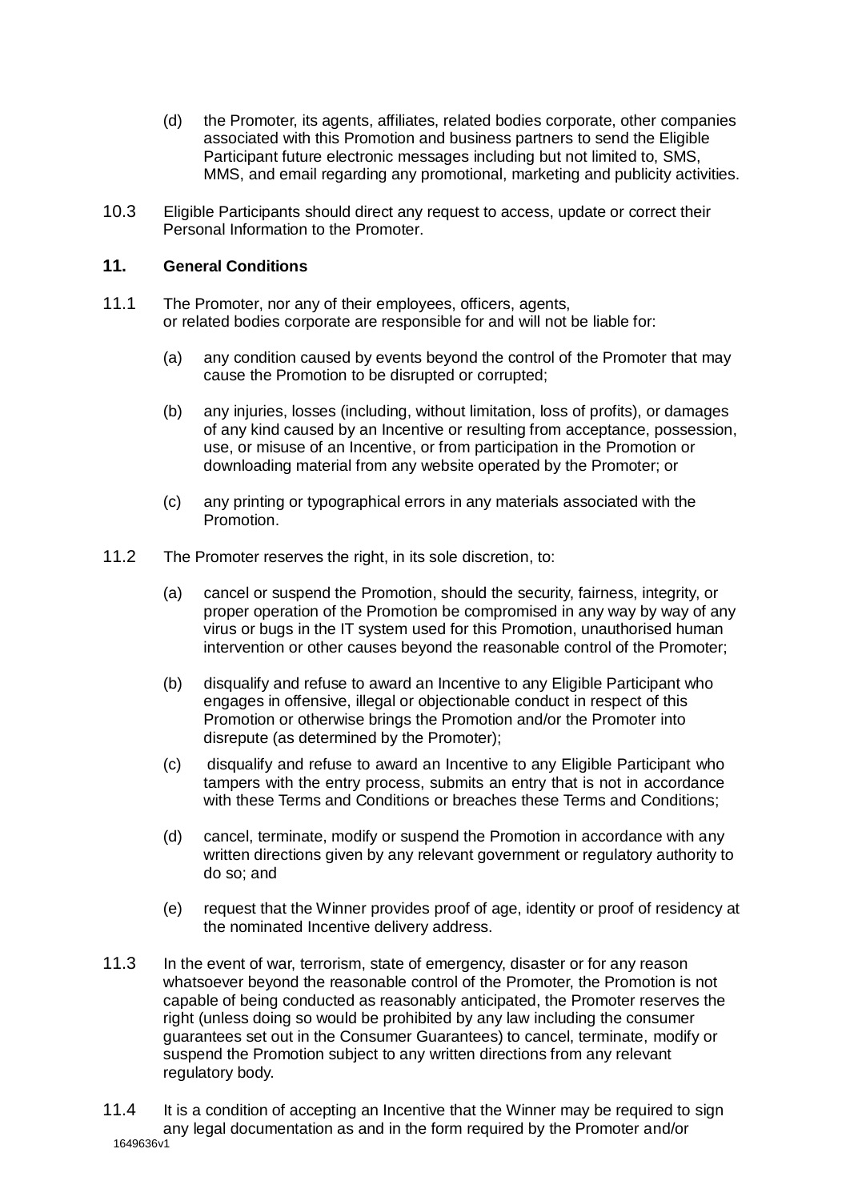(d) the Promoter, its agents, affiliates, related bodies corporate, other companies associated with this Promotion and business partners to send the Eligible Participant future electronic messages including but not limited to, SMS, MMS, and email regarding any promotional, marketing and publicity activities.

10.3 Eligible Participants should direct any request to access, update or correct their Personal Information to the Promoter.

## 11. General Conditions

11.1 The Promoter, nor any of their employees, officers, agents, or related bodies corporate are responsible for and will not be liable for:

(a) any condition caused by events beyond the control of the Promoter that may cause the Promotion to be disrupted or corrupted;

(b) any injuries, losses (including, without limitation, loss of profits), or damages of any kind caused by an Incentive or resulting from acceptance, possession, use, or misuse of an Incentive, or from participation in the Promotion or downloading material from any website operated by the Promoter; or

(c) any printing or typographical errors in any materials associated with the Promotion.

11.2 The Promoter reserves the right, in its sole discretion, to:

(a) cancel or suspend the Promotion, should the security, fairness, integrity, or proper operation of the Promotion be compromised in any way by way of any virus or bugs in the IT system used for this Promotion, unauthorised human intervention or other causes beyond the reasonable control of the Promoter;

(b) disqualify and refuse to award an Incentive to any Eligible Participant who engages in offensive, illegal or objectionable conduct in respect of this Promotion or otherwise brings the Promotion and/or the Promoter into disrepute (as determined by the Promoter);

(c) disqualify and refuse to award an Incentive to any Eligible Participant who tampers with the entry process, submits an entry that is not in accordance with these Terms and Conditions or breaches these Terms and Conditions;

(d) cancel, terminate, modify or suspend the Promotion in accordance with any written directions given by any relevant government or regulatory authority to do so; and

(e) request that the Winner provides proof of age, identity or proof of residency at the nominated Incentive delivery address.

11.3 In the event of war, terrorism, state of emergency, disaster or for any reason whatsoever beyond the reasonable control of the Promoter, the Promotion is not capable of being conducted as reasonably anticipated, the Promoter reserves the right (unless doing so would be prohibited by any law including the consumer guarantees set out in the Consumer Guarantees) to cancel, terminate, modify or suspend the Promotion subject to any written directions from any relevant regulatory body.

11.4 It is a condition of accepting an Incentive that the Winner may be required to sign any legal documentation as and in the form required by the Promoter and/or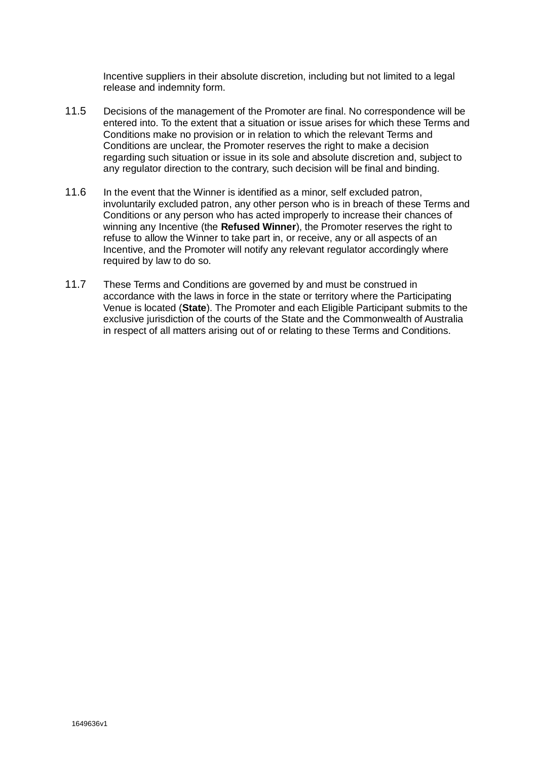Incentive suppliers in their absolute discretion, including but not limited to a legal release and indemnity form.

11.5 Decisions of the management of the Promoter are final. No correspondence will be entered into. To the extent that a situation or issue arises for which these Terms and Conditions make no provision or in relation to which the relevant Terms and Conditions are unclear, the Promoter reserves the right to make a decision regarding such situation or issue in its sole and absolute discretion and, subject to any regulator direction to the contrary, such decision will be final and binding.

11.6 In the event that the Winner is identified as a minor, self excluded patron, involuntarily excluded patron, any other person who is in breach of these Terms and Conditions or any person who has acted improperly to increase their chances of winning any Incentive (the **Refused Winner**), the Promoter reserves the right to refuse to allow the Winner to take part in, or receive, any or all aspects of an Incentive, and the Promoter will notify any relevant regulator accordingly where required by law to do so.

11.7 These Terms and Conditions are governed by and must be construed in accordance with the laws in force in the state or territory where the Participating Venue is located (**State**). The Promoter and each Eligible Participant submits to the exclusive jurisdiction of the courts of the State and the Commonwealth of Australia in respect of all matters arising out of or relating to these Terms and Conditions.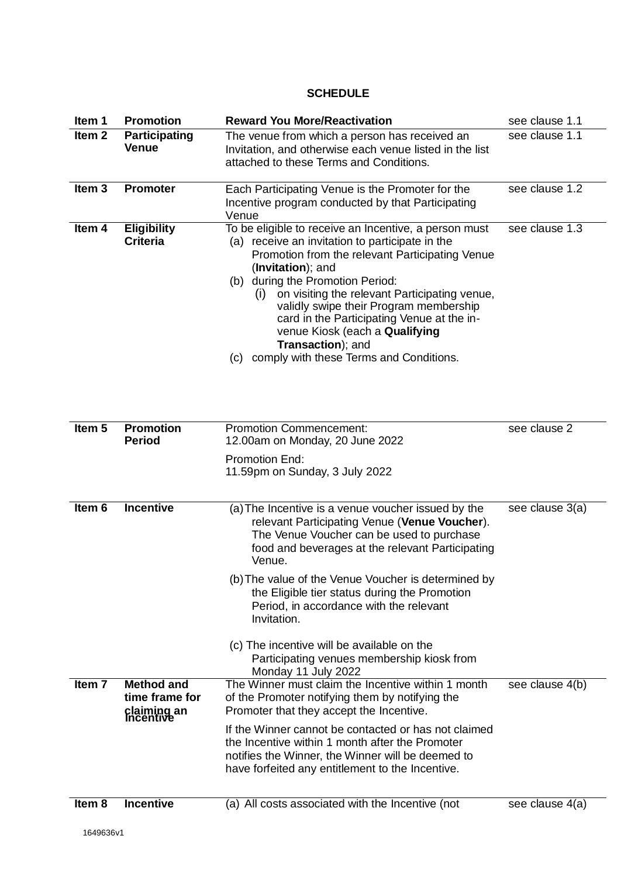**SCHEDULE**

| Item | | | |
|---|---|---|---|
| **Item 1** | **Promotion** | **Reward You More/Reactivation** | see clause 1.1 |
| **Item 2** | **Participating Venue** | The venue from which a person has received an Invitation, and otherwise each venue listed in the list attached to these Terms and Conditions. | see clause 1.1 |
| **Item 3** | **Promoter** | Each Participating Venue is the Promoter for the Incentive program conducted by that Participating Venue | see clause 1.2 |
| **Item 4** | **Eligibility Criteria** | To be eligible to receive an Incentive, a person must<br>(a) receive an invitation to participate in the Promotion from the relevant Participating Venue (**Invitation**); and<br>(b) during the Promotion Period:<br>(i) on visiting the relevant Participating venue, validly swipe their Program membership card in the Participating Venue at the in-venue Kiosk (each a **Qualifying Transaction**); and<br>(c) comply with these Terms and Conditions. | see clause 1.3 |
| **Item 5** | **Promotion Period** | Promotion Commencement:<br>12.00am on Monday, 20 June 2022<br><br>Promotion End:<br>11.59pm on Sunday, 3 July 2022 | see clause 2 |
| **Item 6** | **Incentive** | (a) The Incentive is a venue voucher issued by the relevant Participating Venue (**Venue Voucher**). The Venue Voucher can be used to purchase food and beverages at the relevant Participating Venue.<br><br>(b) The value of the Venue Voucher is determined by the Eligible tier status during the Promotion Period, in accordance with the relevant Invitation.<br><br>(c) The incentive will be available on the Participating venues membership kiosk from Monday 11 July 2022 | see clause 3(a) |
| **Item 7** | **Method and time frame for claiming an Incentive** | The Winner must claim the Incentive within 1 month of the Promoter notifying them by notifying the Promoter that they accept the Incentive.<br><br>If the Winner cannot be contacted or has not claimed the Incentive within 1 month after the Promoter notifies the Winner, the Winner will be deemed to have forfeited any entitlement to the Incentive. | see clause 4(b) |
| **Item 8** | **Incentive** | (a) All costs associated with the Incentive (not | see clause 4(a) |

1649636v1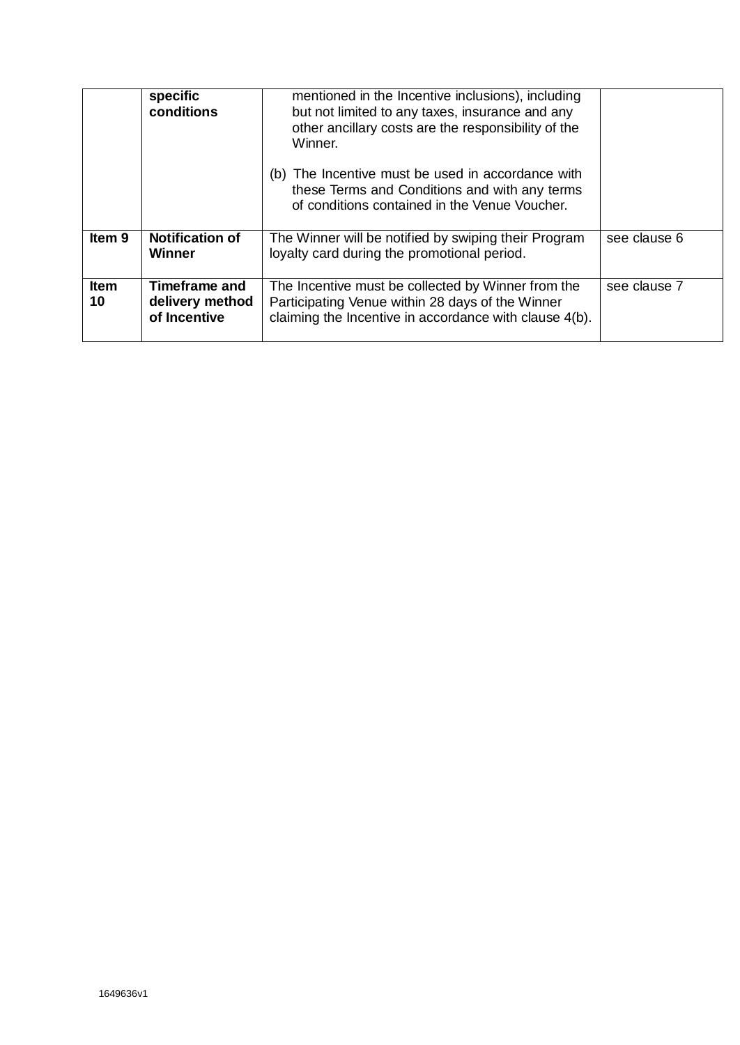| | | | |
|---|---|---|---|
| | **specific conditions** | mentioned in the Incentive inclusions), including but not limited to any taxes, insurance and any other ancillary costs are the responsibility of the Winner.<br><br>(b) The Incentive must be used in accordance with these Terms and Conditions and with any terms of conditions contained in the Venue Voucher. | |
| **Item 9** | **Notification of Winner** | The Winner will be notified by swiping their Program loyalty card during the promotional period. | see clause 6 |
| **Item 10** | **Timeframe and delivery method of Incentive** | The Incentive must be collected by Winner from the Participating Venue within 28 days of the Winner claiming the Incentive in accordance with clause 4(b). | see clause 7 |

1649636v1